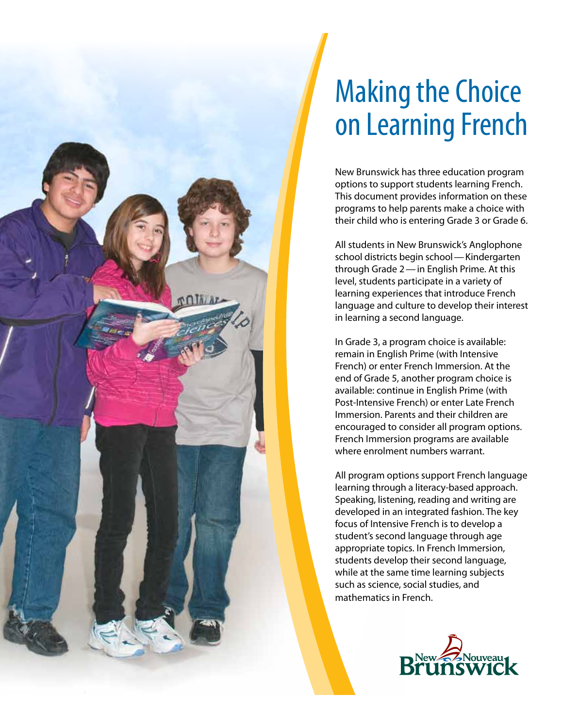# Making the Choice on Learning French

New Brunswick has three education program options to support students learning French. This document provides information on these programs to help parents make a choice with their child who is entering Grade 3 or Grade 6.

All students in New Brunswick's Anglophone school districts begin school — Kindergarten through Grade 2 — in English Prime. At this level, students participate in a variety of learning experiences that introduce French language and culture to develop their interest in learning a second language.

In Grade 3, a program choice is available: remain in English Prime (with Intensive French) or enter French Immersion. At the end of Grade 5, another program choice is available: continue in English Prime (with Post-Intensive French) or enter Late French Immersion. Parents and their children are encouraged to consider all program options. French Immersion programs are available where enrolment numbers warrant.

All program options support French language learning through a literacy-based approach. Speaking, listening, reading and writing are developed in an integrated fashion. The key focus of Intensive French is to develop a student's second language through age appropriate topics. In French Immersion, students develop their second language, while at the same time learning subjects such as science, social studies, and mathematics in French.

New Brunswick / Nouveau Brunswick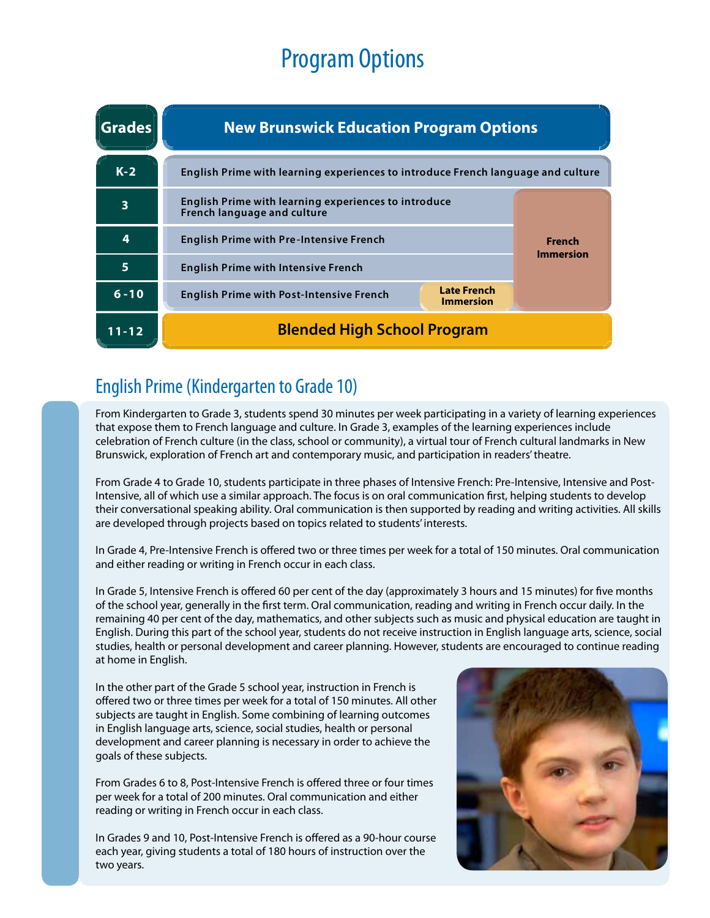# Program Options

| Grades | New Brunswick Education Program Options | | |
|---|---|---|---|
| K-2 | English Prime with learning experiences to introduce French language and culture | | |
| 3 | English Prime with learning experiences to introduce French language and culture | | French Immersion |
| 4 | English Prime with Pre-Intensive French | | French Immersion |
| 5 | English Prime with Intensive French | | French Immersion |
| 6-10 | English Prime with Post-Intensive French | Late French Immersion | French Immersion |
| 11-12 | Blended High School Program | | |

## English Prime (Kindergarten to Grade 10)

From Kindergarten to Grade 3, students spend 30 minutes per week participating in a variety of learning experiences that expose them to French language and culture. In Grade 3, examples of the learning experiences include celebration of French culture (in the class, school or community), a virtual tour of French cultural landmarks in New Brunswick, exploration of French art and contemporary music, and participation in readers' theatre.

From Grade 4 to Grade 10, students participate in three phases of Intensive French: Pre-Intensive, Intensive and Post-Intensive, all of which use a similar approach. The focus is on oral communication first, helping students to develop their conversational speaking ability. Oral communication is then supported by reading and writing activities. All skills are developed through projects based on topics related to students' interests.

In Grade 4, Pre-Intensive French is offered two or three times per week for a total of 150 minutes. Oral communication and either reading or writing in French occur in each class.

In Grade 5, Intensive French is offered 60 per cent of the day (approximately 3 hours and 15 minutes) for five months of the school year, generally in the first term. Oral communication, reading and writing in French occur daily. In the remaining 40 per cent of the day, mathematics, and other subjects such as music and physical education are taught in English. During this part of the school year, students do not receive instruction in English language arts, science, social studies, health or personal development and career planning. However, students are encouraged to continue reading at home in English.

In the other part of the Grade 5 school year, instruction in French is offered two or three times per week for a total of 150 minutes. All other subjects are taught in English. Some combining of learning outcomes in English language arts, science, social studies, health or personal development and career planning is necessary in order to achieve the goals of these subjects.

From Grades 6 to 8, Post-Intensive French is offered three or four times per week for a total of 200 minutes. Oral communication and either reading or writing in French occur in each class.

In Grades 9 and 10, Post-Intensive French is offered as a 90-hour course each year, giving students a total of 180 hours of instruction over the two years.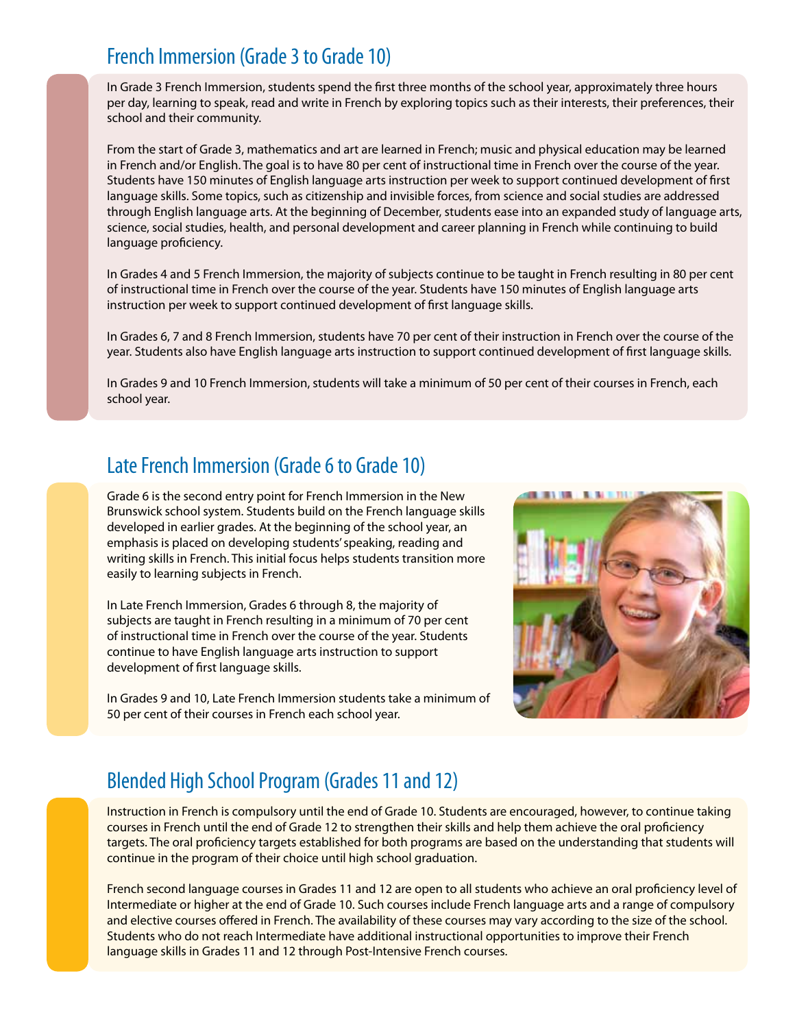## French Immersion (Grade 3 to Grade 10)

In Grade 3 French Immersion, students spend the first three months of the school year, approximately three hours per day, learning to speak, read and write in French by exploring topics such as their interests, their preferences, their school and their community.

From the start of Grade 3, mathematics and art are learned in French; music and physical education may be learned in French and/or English. The goal is to have 80 per cent of instructional time in French over the course of the year. Students have 150 minutes of English language arts instruction per week to support continued development of first language skills. Some topics, such as citizenship and invisible forces, from science and social studies are addressed through English language arts. At the beginning of December, students ease into an expanded study of language arts, science, social studies, health, and personal development and career planning in French while continuing to build language proficiency.

In Grades 4 and 5 French Immersion, the majority of subjects continue to be taught in French resulting in 80 per cent of instructional time in French over the course of the year. Students have 150 minutes of English language arts instruction per week to support continued development of first language skills.

In Grades 6, 7 and 8 French Immersion, students have 70 per cent of their instruction in French over the course of the year. Students also have English language arts instruction to support continued development of first language skills.

In Grades 9 and 10 French Immersion, students will take a minimum of 50 per cent of their courses in French, each school year.

## Late French Immersion (Grade 6 to Grade 10)

Grade 6 is the second entry point for French Immersion in the New Brunswick school system. Students build on the French language skills developed in earlier grades. At the beginning of the school year, an emphasis is placed on developing students' speaking, reading and writing skills in French. This initial focus helps students transition more easily to learning subjects in French.

In Late French Immersion, Grades 6 through 8, the majority of subjects are taught in French resulting in a minimum of 70 per cent of instructional time in French over the course of the year. Students continue to have English language arts instruction to support development of first language skills.

In Grades 9 and 10, Late French Immersion students take a minimum of 50 per cent of their courses in French each school year.

## Blended High School Program (Grades 11 and 12)

Instruction in French is compulsory until the end of Grade 10. Students are encouraged, however, to continue taking courses in French until the end of Grade 12 to strengthen their skills and help them achieve the oral proficiency targets. The oral proficiency targets established for both programs are based on the understanding that students will continue in the program of their choice until high school graduation.

French second language courses in Grades 11 and 12 are open to all students who achieve an oral proficiency level of Intermediate or higher at the end of Grade 10. Such courses include French language arts and a range of compulsory and elective courses offered in French. The availability of these courses may vary according to the size of the school. Students who do not reach Intermediate have additional instructional opportunities to improve their French language skills in Grades 11 and 12 through Post-Intensive French courses.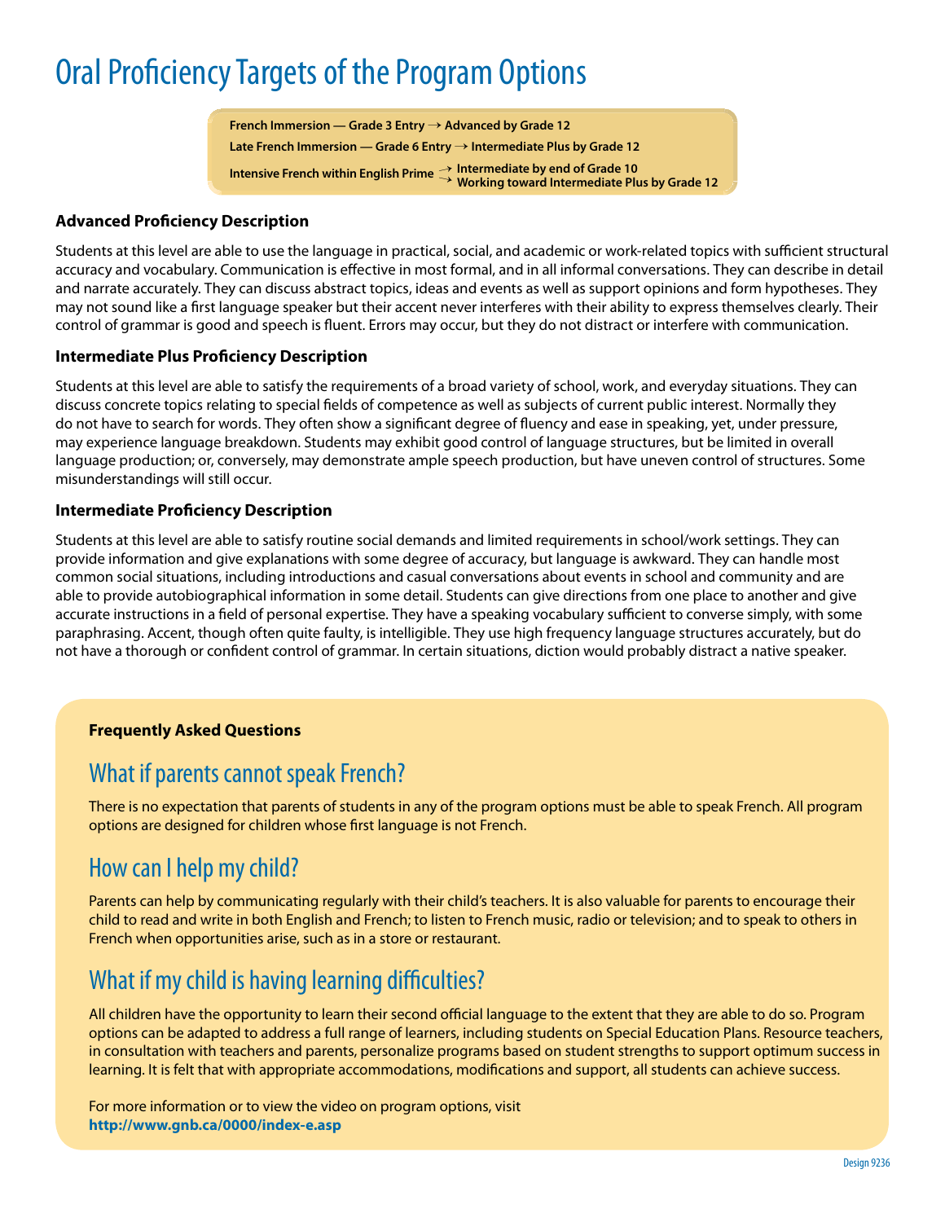# Oral Proficiency Targets of the Program Options

**French Immersion — Grade 3 Entry → Advanced by Grade 12**

**Late French Immersion — Grade 6 Entry → Intermediate Plus by Grade 12**

**Intensive French within English Prime → Intermediate by end of Grade 10**
**→ Working toward Intermediate Plus by Grade 12**

### Advanced Proficiency Description

Students at this level are able to use the language in practical, social, and academic or work-related topics with sufficient structural accuracy and vocabulary. Communication is effective in most formal, and in all informal conversations. They can describe in detail and narrate accurately. They can discuss abstract topics, ideas and events as well as support opinions and form hypotheses. They may not sound like a first language speaker but their accent never interferes with their ability to express themselves clearly. Their control of grammar is good and speech is fluent. Errors may occur, but they do not distract or interfere with communication.

### Intermediate Plus Proficiency Description

Students at this level are able to satisfy the requirements of a broad variety of school, work, and everyday situations. They can discuss concrete topics relating to special fields of competence as well as subjects of current public interest. Normally they do not have to search for words. They often show a significant degree of fluency and ease in speaking, yet, under pressure, may experience language breakdown. Students may exhibit good control of language structures, but be limited in overall language production; or, conversely, may demonstrate ample speech production, but have uneven control of structures. Some misunderstandings will still occur.

### Intermediate Proficiency Description

Students at this level are able to satisfy routine social demands and limited requirements in school/work settings. They can provide information and give explanations with some degree of accuracy, but language is awkward. They can handle most common social situations, including introductions and casual conversations about events in school and community and are able to provide autobiographical information in some detail. Students can give directions from one place to another and give accurate instructions in a field of personal expertise. They have a speaking vocabulary sufficient to converse simply, with some paraphrasing. Accent, though often quite faulty, is intelligible. They use high frequency language structures accurately, but do not have a thorough or confident control of grammar. In certain situations, diction would probably distract a native speaker.

**Frequently Asked Questions**

## What if parents cannot speak French?

There is no expectation that parents of students in any of the program options must be able to speak French. All program options are designed for children whose first language is not French.

## How can I help my child?

Parents can help by communicating regularly with their child's teachers. It is also valuable for parents to encourage their child to read and write in both English and French; to listen to French music, radio or television; and to speak to others in French when opportunities arise, such as in a store or restaurant.

## What if my child is having learning difficulties?

All children have the opportunity to learn their second official language to the extent that they are able to do so. Program options can be adapted to address a full range of learners, including students on Special Education Plans. Resource teachers, in consultation with teachers and parents, personalize programs based on student strengths to support optimum success in learning. It is felt that with appropriate accommodations, modifications and support, all students can achieve success.

For more information or to view the video on program options, visit
**http://www.gnb.ca/0000/index-e.asp**

Design 9236